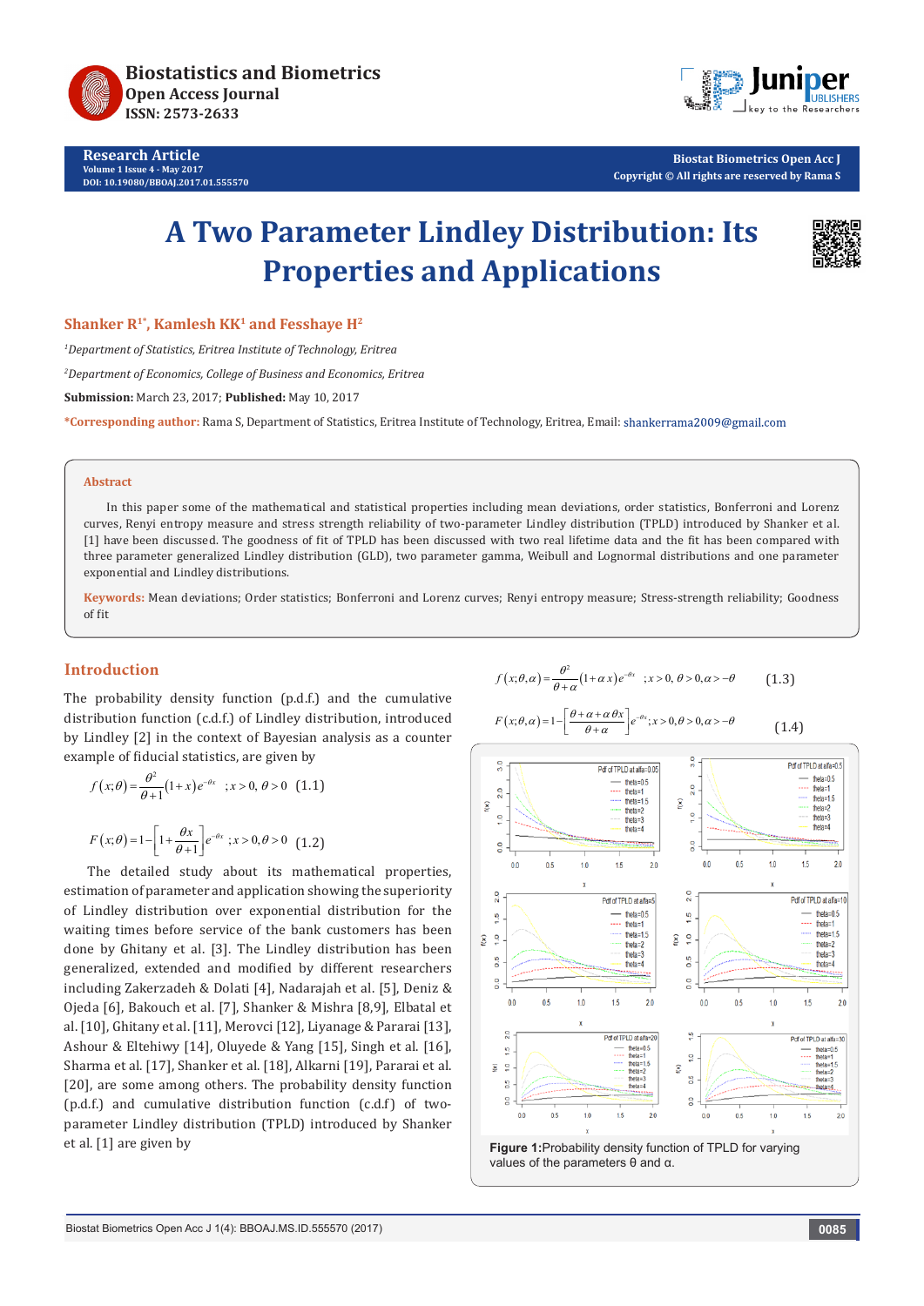**Research Article**

# A Two Parameter Lindley Distribution: Its Properties and Applications

**Shanker R[1*], Kamlesh KK[1] and Fesshaye H[2]**

[1]*Department of Statistics, Eritrea Institute of Technology, Eritrea*

[2]*Department of Economics, College of Business and Economics, Eritrea*

**Submission:** March 23, 2017; **Published:** May 10, 2017

**\*Corresponding author:** Rama S, Department of Statistics, Eritrea Institute of Technology, Eritrea, Email: shankerrama2009@gmail.com

## Abstract

In this paper some of the mathematical and statistical properties including mean deviations, order statistics, Bonferroni and Lorenz curves, Renyi entropy measure and stress strength reliability of two-parameter Lindley distribution (TPLD) introduced by Shanker et al. [1] have been discussed. The goodness of fit of TPLD has been discussed with two real lifetime data and the fit has been compared with three parameter generalized Lindley distribution (GLD), two parameter gamma, Weibull and Lognormal distributions and one parameter exponential and Lindley distributions.

**Keywords:** Mean deviations; Order statistics; Bonferroni and Lorenz curves; Renyi entropy measure; Stress-strength reliability; Goodness of fit

## Introduction

The probability density function (p.d.f.) and the cumulative distribution function (c.d.f.) of Lindley distribution, introduced by Lindley [2] in the context of Bayesian analysis as a counter example of fiducial statistics, are given by

$$f(x;\theta)=\frac{\theta^2}{\theta+1}(1+x)e^{-\theta x}\quad ;x>0,\ \theta>0 \quad (1.1)$$

$$F(x;\theta)=1-\left[1+\frac{\theta x}{\theta+1}\right]e^{-\theta x}\ ;x>0,\theta>0 \quad (1.2)$$

The detailed study about its mathematical properties, estimation of parameter and application showing the superiority of Lindley distribution over exponential distribution for the waiting times before service of the bank customers has been done by Ghitany et al. [3]. The Lindley distribution has been generalized, extended and modified by different researchers including Zakerzadeh & Dolati [4], Nadarajah et al. [5], Deniz & Ojeda [6], Bakouch et al. [7], Shanker & Mishra [8,9], Elbatal et al. [10], Ghitany et al. [11], Merovci [12], Liyanage & Pararai [13], Ashour & Eltehiwy [14], Oluyede & Yang [15], Singh et al. [16], Sharma et al. [17], Shanker et al. [18], Alkarni [19], Pararai et al. [20], are some among others. The probability density function (p.d.f.) and cumulative distribution function (c.d.f) of two-parameter Lindley distribution (TPLD) introduced by Shanker et al. [1] are given by

$$f(x;\theta,\alpha)=\frac{\theta^2}{\theta+\alpha}(1+\alpha x)e^{-\theta x}\quad ;x>0,\ \theta>0,\alpha>-\theta \quad (1.3)$$

$$F(x;\theta,\alpha)=1-\left[\frac{\theta+\alpha+\alpha\theta x}{\theta+\alpha}\right]e^{-\theta x};x>0,\theta>0,\alpha>-\theta \quad (1.4)$$

**Figure 1:** Probability density function of TPLD for varying values of the parameters θ and α.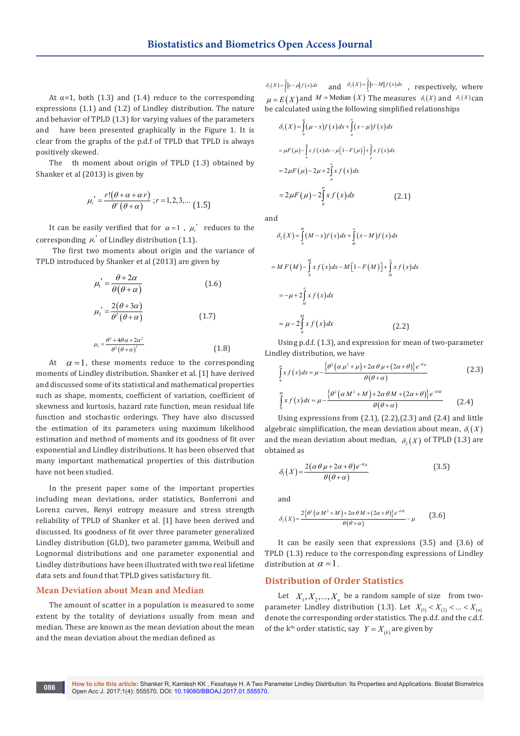At α=1, both (1.3) and (1.4) reduce to the corresponding expressions (1.1) and (1.2) of Lindley distribution. The nature and behavior of TPLD (1.3) for varying values of the parameters and have been presented graphically in the Figure 1. It is clear from the graphs of the p.d.f of TPLD that TPLD is always positively skewed.

The th moment about origin of TPLD (1.3) obtained by Shanker et al (2013) is given by

$$\mu_r' = \frac{r!(\theta + \alpha + \alpha r)}{\theta^r(\theta + \alpha)}\,;r = 1,2,3,... \quad (1.5)$$

It can be easily verified that for $\alpha = 1$, $\mu_r'$ reduces to the corresponding $\mu_r'$ of Lindley distribution (1.1).

The first two moments about origin and the variance of TPLD introduced by Shanker et al (2013) are given by

$$\mu_1' = \frac{\theta + 2\alpha}{\theta(\theta + \alpha)} \quad (1.6)$$

$$\mu_2' = \frac{2(\theta + 3\alpha)}{\theta^2(\theta + \alpha)} \quad (1.7)$$

$$\mu_2 = \frac{\theta^2 + 4\theta\alpha + 2\alpha^2}{\theta^2(\theta + \alpha)^2} \quad (1.8)$$

At $\alpha = 1$, these moments reduce to the corresponding moments of Lindley distribution. Shanker et al. [1] have derived and discussed some of its statistical and mathematical properties such as shape, moments, coefficient of variation, coefficient of skewness and kurtosis, hazard rate function, mean residual life function and stochastic orderings. They have also discussed the estimation of its parameters using maximum likelihood estimation and method of moments and its goodness of fit over exponential and Lindley distributions. It has been observed that many important mathematical properties of this distribution have not been studied.

In the present paper some of the important properties including mean deviations, order statistics, Bonferroni and Lorenz curves, Renyi entropy measure and stress strength reliability of TPLD of Shanker et al. [1] have been derived and discussed. Its goodness of fit over three parameter generalized Lindley distribution (GLD), two parameter gamma, Weibull and Lognormal distributions and one parameter exponential and Lindley distributions have been illustrated with two real lifetime data sets and found that TPLD gives satisfactory fit.

## Mean Deviation about Mean and Median

The amount of scatter in a population is measured to some extent by the totality of deviations usually from mean and median. These are known as the mean deviation about the mean and the mean deviation about the median defined as $\delta_1(X) = \int_0^\infty |x - \mu| f(x)\,dx$ and $\delta_2(X) = \int_0^\infty |x - M| f(x)\,dx$, respectively, where $\mu = E(X)$ and $M = \text{Median}\,(X)$ The measures $\delta_1(X)$ and $\delta_2(X)$ can be calculated using the following simplified relationships

$$\begin{aligned}
\delta_1(X) &= \int_0^\mu (\mu - x) f(x)\,dx + \int_\mu^\infty (x - \mu) f(x)\,dx \\
&= \mu F(\mu) - \int_0^\mu x f(x)\,dx - \mu\left[1 - F(\mu)\right] + \int_\mu^\infty x f(x)\,dx \\
&= 2\mu F(\mu) - 2\mu + 2\int_\mu^\infty x f(x)\,dx \\
&= 2\mu F(\mu) - 2\int_0^\mu x f(x)\,dx \qquad (2.1)
\end{aligned}$$

and

$$\begin{aligned}
\delta_2(X) &= \int_0^M (M - x) f(x)\,dx + \int_M^\infty (x - M) f(x)\,dx \\
&= M\,F(M) - \int_0^M x f(x)\,dx - M\left[1 - F(M)\right] + \int_M^\infty x f(x)\,dx \\
&= -\mu + 2\int_M^\infty x f(x)\,dx \\
&= \mu - 2\int_0^M x f(x)\,dx \qquad (2.2)
\end{aligned}$$

Using p.d.f. (1.3), and expression for mean of two-parameter Lindley distribution, we have

$$\int_0^\mu x f(x)\,dx = \mu - \frac{\left\{\theta^2\left(\alpha\mu^2 + \mu\right) + 2\alpha\theta\mu + (2\alpha + \theta)\right\}e^{-\theta\mu}}{\theta(\theta + \alpha)} \quad (2.3)$$

$$\int_0^M x f(x)\,dx = \mu - \frac{\left\{\theta^2\left(\alpha M^2 + M\right) + 2\alpha\theta M + (2\alpha + \theta)\right\}e^{-\theta M}}{\theta(\theta + \alpha)} \quad (2.4)$$

Using expressions from (2.1), (2.2),(2.3) and (2.4) and little algebraic simplification, the mean deviation about mean, $\delta_1(X)$ and the mean deviation about median, $\delta_2(X)$ of TPLD (1.3) are obtained as

$$\delta_1(X) = \frac{2(\alpha\theta\mu + 2\alpha + \theta)e^{-\theta\mu}}{\theta(\theta + \alpha)} \quad (3.5)$$

and

$$\delta_2(X) = \frac{2\left\{\theta^2\left(\alpha M^2 + M\right) + 2\alpha\theta M + (2\alpha + \theta)\right\}e^{-\theta M}}{\theta(\theta + \alpha)} - \mu \quad (3.6)$$

It can be easily seen that expressions (3.5) and (3.6) of TPLD (1.3) reduce to the corresponding expressions of Lindley distribution at $\alpha = 1$.

## Distribution of Order Statistics

Let $X_1, X_2, ..., X_n$ be a random sample of size from two-parameter Lindley distribution (1.3). Let $X_{(1)} < X_{(2)} < ... < X_{(n)}$ denote the corresponding order statistics. The p.d.f. and the c.d.f. of the k[th] order statistic, say $Y = X_{(k)}$ are given by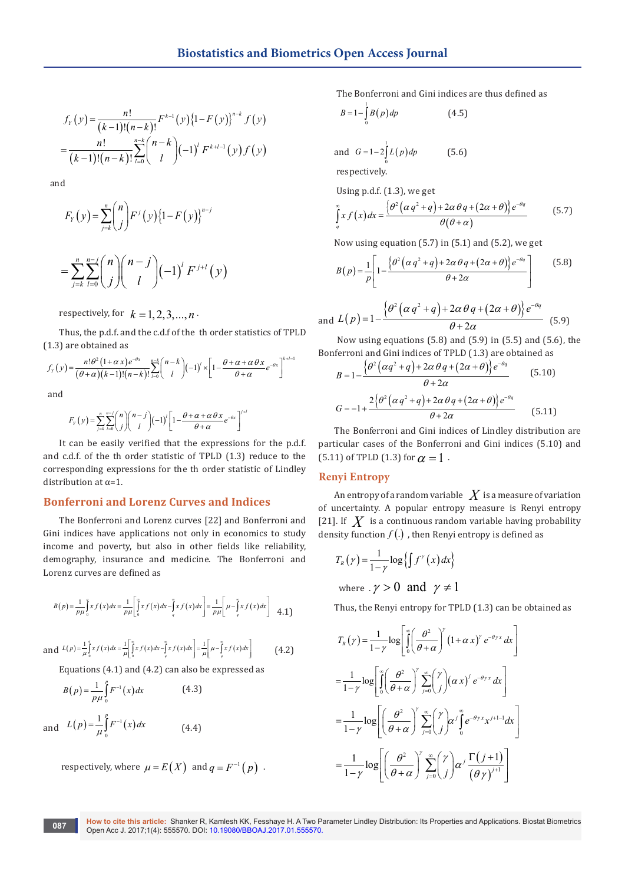$$f_Y(y) = \frac{n!}{(k-1)!(n-k)!} F^{k-1}(y)\{1-F(y)\}^{n-k} f(y)$$

$$= \frac{n!}{(k-1)!(n-k)!} \sum_{l=0}^{n-k} \binom{n-k}{l} (-1)^l F^{k+l-1}(y) f(y)$$

and

$$F_Y(y) = \sum_{j=k}^{n} \binom{n}{j} F^j(y)\{1-F(y)\}^{n-j}$$

$$= \sum_{j=k}^{n} \sum_{l=0}^{n-j} \binom{n}{j} \binom{n-j}{l} (-1)^l F^{j+l}(y)$$

respectively, for $k = 1, 2, 3, ..., n$.

Thus, the p.d.f. and the c.d.f of the th order statistics of TPLD (1.3) are obtained as

$$f_Y(y) = \frac{n!\theta^2(1+\alpha x)e^{-\theta x}}{(\theta+\alpha)(k-1)!(n-k)!} \sum_{l=0}^{n-k} \binom{n-k}{l} (-1)^l \times \left[1 - \frac{\theta+\alpha+\alpha\theta x}{\theta+\alpha} e^{-\theta x}\right]^{k+l-1}$$

and

$$F_Y(y) = \sum_{j=k}^{n} \sum_{l=0}^{n-j} \binom{n}{j} \binom{n-j}{l} (-1)^l \left[1 - \frac{\theta+\alpha+\alpha\theta x}{\theta+\alpha} e^{-\theta x}\right]^{j+l}$$

It can be easily verified that the expressions for the p.d.f. and c.d.f. of the th order statistic of TPLD (1.3) reduce to the corresponding expressions for the th order statistic of Lindley distribution at α=1.

## Bonferroni and Lorenz Curves and Indices

The Bonferroni and Lorenz curves [22] and Bonferroni and Gini indices have applications not only in economics to study income and poverty, but also in other fields like reliability, demography, insurance and medicine. The Bonferroni and Lorenz curves are defined as

$$B(p) = \frac{1}{p\mu}\int_0^q x f(x)dx = \frac{1}{p\mu}\left[\int_0^\infty x f(x)dx - \int_q^\infty x f(x)dx\right] = \frac{1}{p\mu}\left[\mu - \int_q^\infty x f(x)dx\right] \quad (4.1)$$

and
$$L(p) = \frac{1}{\mu}\int_0^q x f(x)dx = \frac{1}{\mu}\left[\int_0^\infty x f(x)dx - \int_q^\infty x f(x)dx\right] = \frac{1}{\mu}\left[\mu - \int_q^\infty x f(x)dx\right] \quad (4.2)$$

Equations (4.1) and (4.2) can also be expressed as

$$B(p) = \frac{1}{p\mu}\int_0^p F^{-1}(x)dx \quad (4.3)$$

and
$$L(p) = \frac{1}{\mu}\int_0^p F^{-1}(x)dx \quad (4.4)$$

respectively, where $\mu = E(X)$ and $q = F^{-1}(p)$.

The Bonferroni and Gini indices are thus defined as

$$B = 1 - \int_0^1 B(p)dp \quad (4.5)$$

and
$$G = 1 - 2\int_0^1 L(p)dp \quad (5.6)$$

respectively.

Using p.d.f. (1.3), we get

$$\int_q^\infty x f(x)dx = \frac{\left\{\theta^2(\alpha q^2+q) + 2\alpha\theta q + (2\alpha+\theta)\right\}e^{-\theta q}}{\theta(\theta+\alpha)} \quad (5.7)$$

Now using equation (5.7) in (5.1) and (5.2), we get

$$B(p) = \frac{1}{p}\left[1 - \frac{\left\{\theta^2(\alpha q^2+q) + 2\alpha\theta q + (2\alpha+\theta)\right\}e^{-\theta q}}{\theta+2\alpha}\right] \quad (5.8)$$

and
$$L(p) = 1 - \frac{\left\{\theta^2(\alpha q^2+q) + 2\alpha\theta q + (2\alpha+\theta)\right\}e^{-\theta q}}{\theta+2\alpha} \quad (5.9)$$

Now using equations (5.8) and (5.9) in (5.5) and (5.6), the Bonferroni and Gini indices of TPLD (1.3) are obtained as

$$B = 1 - \frac{\left\{\theta^2(\alpha q^2+q) + 2\alpha\theta q + (2\alpha+\theta)\right\}e^{-\theta q}}{\theta+2\alpha} \quad (5.10)$$

$$G = -1 + \frac{2\left\{\theta^2(\alpha q^2+q) + 2\alpha\theta q + (2\alpha+\theta)\right\}e^{-\theta q}}{\theta+2\alpha} \quad (5.11)$$

The Bonferroni and Gini indices of Lindley distribution are particular cases of the Bonferroni and Gini indices (5.10) and (5.11) of TPLD (1.3) for $\alpha = 1$.

## Renyi Entropy

An entropy of a random variable $X$ is a measure of variation of uncertainty. A popular entropy measure is Renyi entropy [21]. If $X$ is a continuous random variable having probability density function $f(.)$, then Renyi entropy is defined as

$$T_R(\gamma) = \frac{1}{1-\gamma}\log\left\{\int f^\gamma(x)dx\right\}$$

where $\gamma > 0$ and $\gamma \neq 1$

Thus, the Renyi entropy for TPLD (1.3) can be obtained as

$$T_R(\gamma) = \frac{1}{1-\gamma}\log\left[\int_0^\infty \left(\frac{\theta^2}{\theta+\alpha}\right)^\gamma (1+\alpha x)^\gamma e^{-\theta\gamma x}dx\right]$$

$$= \frac{1}{1-\gamma}\log\left[\int_0^\infty \left(\frac{\theta^2}{\theta+\alpha}\right)^\gamma \sum_{j=0}^\infty \binom{\gamma}{j} (\alpha x)^j e^{-\theta\gamma x}dx\right]$$

$$= \frac{1}{1-\gamma}\log\left[\left(\frac{\theta^2}{\theta+\alpha}\right)^\gamma \sum_{j=0}^\infty \binom{\gamma}{j} \alpha^j \int_0^\infty e^{-\theta\gamma x} x^{j+1-1}dx\right]$$

$$= \frac{1}{1-\gamma}\log\left[\left(\frac{\theta^2}{\theta+\alpha}\right)^\gamma \sum_{j=0}^\infty \binom{\gamma}{j} \alpha^j \frac{\Gamma(j+1)}{(\theta\gamma)^{j+1}}\right]$$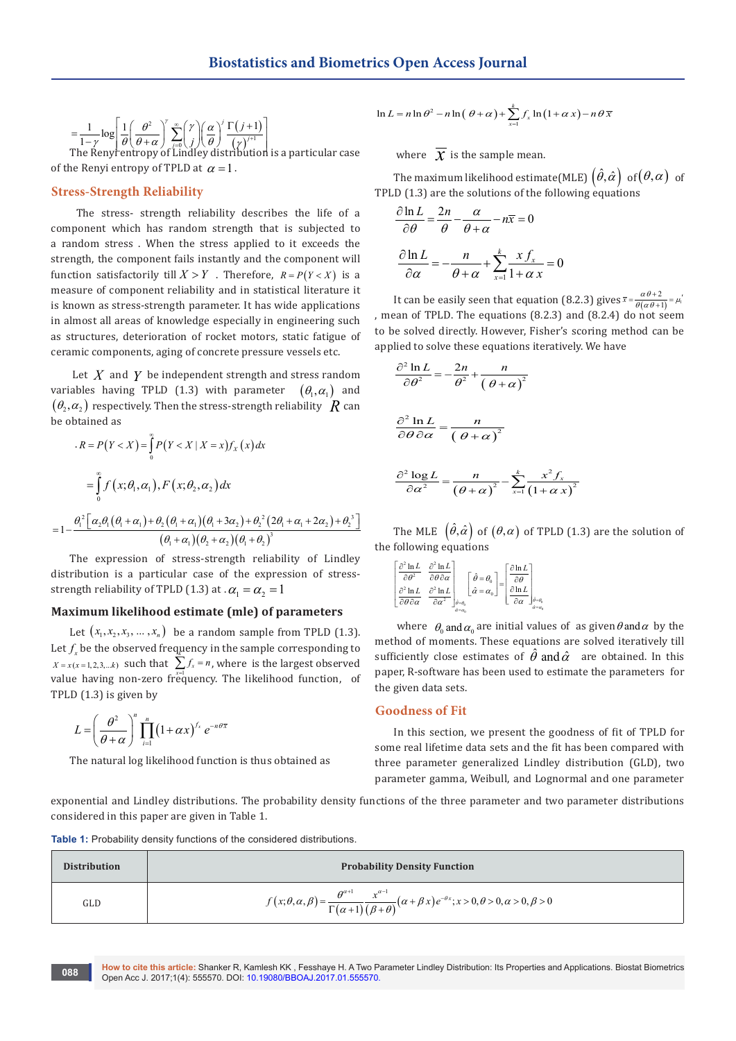$$= \frac{1}{1-\gamma}\log\left[\frac{1}{\theta}\left(\frac{\theta^2}{\theta+\alpha}\right)^{\gamma}\sum_{j=0}^{\infty}\binom{\gamma}{j}\left(\frac{\alpha}{\theta}\right)^{j}\frac{\Gamma(j+1)}{(\gamma)^{j+1}}\right]$$

The Renyi entropy of Lindley distribution is a particular case of the Renyi entropy of TPLD at $\alpha = 1$.

## Stress-Strength Reliability

The stress- strength reliability describes the life of a component which has random strength that is subjected to a random stress . When the stress applied to it exceeds the strength, the component fails instantly and the component will function satisfactorily till $X > Y$ . Therefore, $R = P(Y < X)$ is a measure of component reliability and in statistical literature it is known as stress-strength parameter. It has wide applications in almost all areas of knowledge especially in engineering such as structures, deterioration of rocket motors, static fatigue of ceramic components, aging of concrete pressure vessels etc.

Let $X$ and $Y$ be independent strength and stress random variables having TPLD (1.3) with parameter $(\theta_1, \alpha_1)$ and $(\theta_2, \alpha_2)$ respectively. Then the stress-strength reliability $R$ can be obtained as

$$R = P(Y < X) = \int_0^{\infty} P(Y < X \mid X = x) f_X(x)\,dx$$

$$= \int_0^{\infty} f(x;\theta_1,\alpha_1), F(x;\theta_2,\alpha_2)\,dx$$

$$= 1 - \frac{\theta_1^2\left[\alpha_2\theta_1(\theta_1+\alpha_1) + \theta_2(\theta_1+\alpha_1)(\theta_1+3\alpha_2) + \theta_2^2(2\theta_1+\alpha_1+2\alpha_2) + \theta_2^3\right]}{(\theta_1+\alpha_1)(\theta_2+\alpha_2)(\theta_1+\theta_2)^3}$$

The expression of stress-strength reliability of Lindley distribution is a particular case of the expression of stress-strength reliability of TPLD (1.3) at $\alpha_1 = \alpha_2 = 1$

### Maximum likelihood estimate (mle) of parameters

Let $(x_1, x_2, x_3, \ldots, x_n)$ be a random sample from TPLD (1.3). Let $f_x$ be the observed frequency in the sample corresponding to $X = x\,(x = 1,2,3,\ldots k)$ such that $\sum_{x=1}^{k} f_x = n$, where $k$ is the largest observed value having non-zero frequency. The likelihood function, of TPLD (1.3) is given by

$$L = \left(\frac{\theta^2}{\theta+\alpha}\right)^n \prod_{i=1}^{n}(1+\alpha x)^{f_x} e^{-n\theta\bar{x}}$$

The natural log likelihood function is thus obtained as

$$\ln L = n\ln\theta^2 - n\ln(\theta+\alpha) + \sum_{x=1}^{k} f_x \ln(1+\alpha x) - n\theta\bar{x}$$

where $\bar{x}$ is the sample mean.

The maximum likelihood estimate(MLE) $(\hat{\theta}, \hat{\alpha})$ of $(\theta, \alpha)$ of TPLD (1.3) are the solutions of the following equations

$$\frac{\partial \ln L}{\partial \theta} = \frac{2n}{\theta} - \frac{\alpha}{\theta+\alpha} - n\bar{x} = 0$$

$$\frac{\partial \ln L}{\partial \alpha} = -\frac{n}{\theta+\alpha} + \sum_{x=1}^{k}\frac{x f_x}{1+\alpha x} = 0$$

It can be easily seen that equation (8.2.3) gives $\bar{x} = \frac{\alpha\theta+2}{\theta(\alpha\theta+1)} = \mu_1'$, mean of TPLD. The equations (8.2.3) and (8.2.4) do not seem to be solved directly. However, Fisher's scoring method can be applied to solve these equations iteratively. We have

$$\frac{\partial^2 \ln L}{\partial \theta^2} = -\frac{2n}{\theta^2} + \frac{n}{(\theta+\alpha)^2}$$

$$\frac{\partial^2 \ln L}{\partial \theta\,\partial \alpha} = \frac{n}{(\theta+\alpha)^2}$$

$$\frac{\partial^2 \log L}{\partial \alpha^2} = \frac{n}{(\theta+\alpha)^2} - \sum_{x=1}^{k}\frac{x^2 f_x}{(1+\alpha x)^2}$$

The MLE $(\hat{\theta}, \hat{\alpha})$ of $(\theta, \alpha)$ of TPLD (1.3) are the solution of the following equations

$$\begin{bmatrix} \frac{\partial^2 \ln L}{\partial \theta^2} & \frac{\partial^2 \ln L}{\partial \theta\,\partial \alpha} \\ \frac{\partial^2 \ln L}{\partial \theta\,\partial \alpha} & \frac{\partial^2 \ln L}{\partial \alpha^2} \end{bmatrix}_{\substack{\hat{\theta}=\theta_0 \\ \hat{\alpha}=\alpha_0}} \begin{bmatrix} \hat{\theta} = \theta_0 \\ \hat{\alpha} = \alpha_0 \end{bmatrix} = \begin{bmatrix} \frac{\partial \ln L}{\partial \theta} \\ \frac{\partial \ln L}{\partial \alpha} \end{bmatrix}_{\substack{\hat{\theta}=\theta_0 \\ \hat{\alpha}=\alpha_0}}$$

where $\theta_0$ and $\alpha_0$ are initial values of as given $\theta$ and $\alpha$ by the method of moments. These equations are solved iteratively till sufficiently close estimates of $\hat{\theta}$ and $\hat{\alpha}$ are obtained. In this paper, R-software has been used to estimate the parameters for the given data sets.

## Goodness of Fit

In this section, we present the goodness of fit of TPLD for some real lifetime data sets and the fit has been compared with three parameter generalized Lindley distribution (GLD), two parameter gamma, Weibull, and Lognormal and one parameter exponential and Lindley distributions. The probability density functions of the three parameter and two parameter distributions considered in this paper are given in Table 1.

**Table 1:** Probability density functions of the considered distributions.

| Distribution | Probability Density Function |
|---|---|
| GLD | $f(x;\theta,\alpha,\beta) = \frac{\theta^{\alpha+1}}{\Gamma(\alpha+1)}\frac{x^{\alpha-1}}{(\beta+\theta)}(\alpha+\beta x)e^{-\theta x};\, x>0, \theta>0, \alpha>0, \beta>0$ |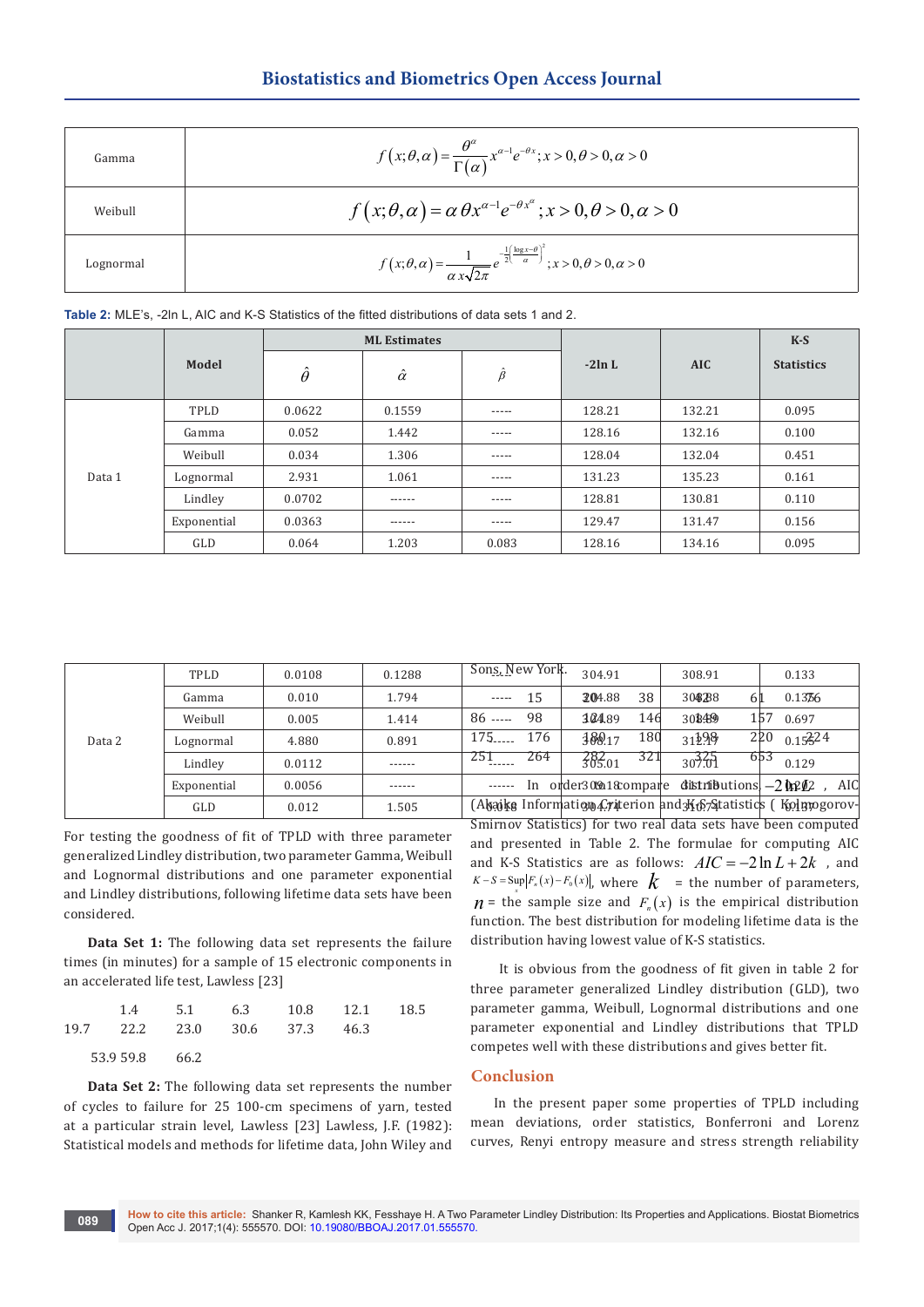| | |
|---|---|
| Gamma | $f(x;\theta,\alpha)=\frac{\theta^{\alpha}}{\Gamma(\alpha)}x^{\alpha-1}e^{-\theta x};x>0,\theta>0,\alpha>0$ |
| Weibull | $f(x;\theta,\alpha)=\alpha\,\theta x^{\alpha-1}e^{-\theta x^{\alpha}};x>0,\theta>0,\alpha>0$ |
| Lognormal | $f(x;\theta,\alpha)=\frac{1}{\alpha x\sqrt{2\pi}}e^{-\frac{1}{2}\left(\frac{\log x-\theta}{\alpha}\right)^{2}};x>0,\theta>0,\alpha>0$ |

**Table 2:** MLE's, -2ln L, AIC and K-S Statistics of the fitted distributions of data sets 1 and 2.

| | Model | ML Estimates | | | -2ln L | AIC | K-S Statistics |
|---|---|---|---|---|---|---|---|
| | | $\hat{\theta}$ | $\hat{\alpha}$ | $\hat{\beta}$ | | | |
| Data 1 | TPLD | 0.0622 | 0.1559 | ----- | 128.21 | 132.21 | 0.095 |
| | Gamma | 0.052 | 1.442 | ----- | 128.16 | 132.16 | 0.100 |
| | Weibull | 0.034 | 1.306 | ----- | 128.04 | 132.04 | 0.451 |
| | Lognormal | 2.931 | 1.061 | ----- | 131.23 | 135.23 | 0.161 |
| | Lindley | 0.0702 | ------ | ----- | 128.81 | 130.81 | 0.110 |
| | Exponential | 0.0363 | ------ | ----- | 129.47 | 131.47 | 0.156 |
| | GLD | 0.064 | 1.203 | 0.083 | 128.16 | 134.16 | 0.095 |
| Data 2 | TPLD | 0.0108 | 0.1288 | ----- | 304.91 | 308.91 | 0.133 |
| | Gamma | 0.010 | 1.794 | ----- | 304.88 | 308.88 | 0.136 |
| | Weibull | 0.005 | 1.414 | ----- | 304.89 | 308.89 | 0.697 |
| | Lognormal | 4.880 | 0.891 | ----- | 308.17 | 312.17 | 0.153 |
| | Lindley | 0.0112 | ------ | ------ | 305.01 | 307.01 | 0.129 |
| | Exponential | 0.0056 | ------ | ------ | 309.18 | 311.18 | |
| | GLD | 0.012 | 1.505 | 0.018 | 304.74 | 310.74 | 0.137 |

For testing the goodness of fit of TPLD with three parameter generalized Lindley distribution, two parameter Gamma, Weibull and Lognormal distributions and one parameter exponential and Lindley distributions, following lifetime data sets have been considered.

**Data Set 1:** The following data set represents the failure times (in minutes) for a sample of 15 electronic components in an accelerated life test, Lawless [23]

1.4 5.1 6.3 10.8 12.1 18.5 19.7 22.2 23.0 30.6 37.3 46.3 53.9 59.8 66.2

**Data Set 2:** The following data set represents the number of cycles to failure for 25 100-cm specimens of yarn, tested at a particular strain level, Lawless [23] Lawless, J.F. (1982): Statistical models and methods for lifetime data, John Wiley and Sons, New York.

15 20 38 42 61 76 86 98 121 146 149 157 175 176 180 180 198 220 224 251 264 282 321 325 653

In order to compare distributions, $-2\ln L$, AIC (Akaike Information Criterion and K-S Statistics (Kolmogorov-Smirnov Statistics) for two real data sets have been computed and presented in Table 2. The formulae for computing AIC and K-S Statistics are as follows: $AIC=-2\ln L+2k$, and $K-S=\sup_{x}\left|F_n(x)-F_0(x)\right|$, where $k$ = the number of parameters, $n$ = the sample size and $F_n(x)$ is the empirical distribution function. The best distribution for modeling lifetime data is the distribution having lowest value of K-S statistics.

It is obvious from the goodness of fit given in table 2 for three parameter generalized Lindley distribution (GLD), two parameter gamma, Weibull, Lognormal distributions and one parameter exponential and Lindley distributions that TPLD competes well with these distributions and gives better fit.

## Conclusion

In the present paper some properties of TPLD including mean deviations, order statistics, Bonferroni and Lorenz curves, Renyi entropy measure and stress strength reliability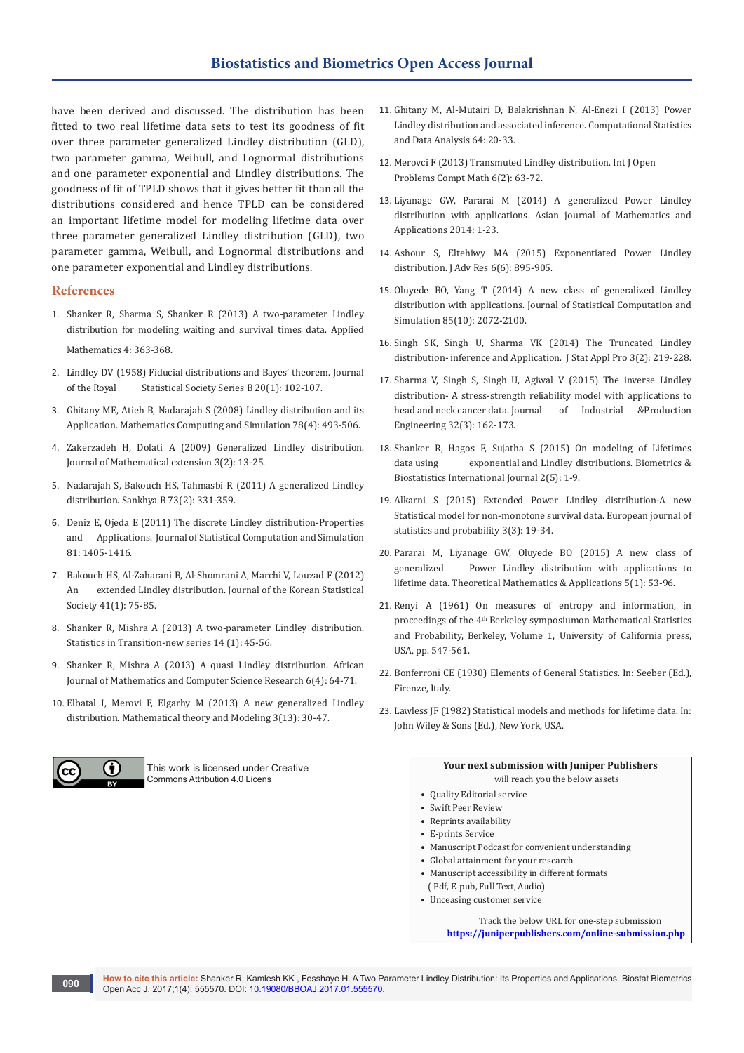have been derived and discussed. The distribution has been fitted to two real lifetime data sets to test its goodness of fit over three parameter generalized Lindley distribution (GLD), two parameter gamma, Weibull, and Lognormal distributions and one parameter exponential and Lindley distributions. The goodness of fit of TPLD shows that it gives better fit than all the distributions considered and hence TPLD can be considered an important lifetime model for modeling lifetime data over three parameter generalized Lindley distribution (GLD), two parameter gamma, Weibull, and Lognormal distributions and one parameter exponential and Lindley distributions.

## References

1. Shanker R, Sharma S, Shanker R (2013) A two-parameter Lindley distribution for modeling waiting and survival times data. Applied Mathematics 4: 363-368.
2. Lindley DV (1958) Fiducial distributions and Bayes' theorem. Journal of the Royal Statistical Society Series B 20(1): 102-107.
3. Ghitany ME, Atieh B, Nadarajah S (2008) Lindley distribution and its Application. Mathematics Computing and Simulation 78(4): 493-506.
4. Zakerzadeh H, Dolati A (2009) Generalized Lindley distribution. Journal of Mathematical extension 3(2): 13-25.
5. Nadarajah S, Bakouch HS, Tahmasbi R (2011) A generalized Lindley distribution. Sankhya B 73(2): 331-359.
6. Deniz E, Ojeda E (2011) The discrete Lindley distribution-Properties and Applications. Journal of Statistical Computation and Simulation 81: 1405-1416.
7. Bakouch HS, Al-Zaharani B, Al-Shomrani A, Marchi V, Louzad F (2012) An extended Lindley distribution. Journal of the Korean Statistical Society 41(1): 75-85.
8. Shanker R, Mishra A (2013) A two-parameter Lindley distribution. Statistics in Transition-new series 14 (1): 45-56.
9. Shanker R, Mishra A (2013) A quasi Lindley distribution. African Journal of Mathematics and Computer Science Research 6(4): 64-71.
10. Elbatal I, Merovi F, Elgarhy M (2013) A new generalized Lindley distribution. Mathematical theory and Modeling 3(13): 30-47.
11. Ghitany M, Al-Mutairi D, Balakrishnan N, Al-Enezi I (2013) Power Lindley distribution and associated inference. Computational Statistics and Data Analysis 64: 20-33.
12. Merovci F (2013) Transmuted Lindley distribution. Int J Open Problems Compt Math 6(2): 63-72.
13. Liyanage GW, Pararai M (2014) A generalized Power Lindley distribution with applications. Asian journal of Mathematics and Applications 2014: 1-23.
14. Ashour S, Eltehiwy MA (2015) Exponentiated Power Lindley distribution. J Adv Res 6(6): 895-905.
15. Oluyede BO, Yang T (2014) A new class of generalized Lindley distribution with applications. Journal of Statistical Computation and Simulation 85(10): 2072-2100.
16. Singh SK, Singh U, Sharma VK (2014) The Truncated Lindley distribution- inference and Application. J Stat Appl Pro 3(2): 219-228.
17. Sharma V, Singh S, Singh U, Agiwal V (2015) The inverse Lindley distribution- A stress-strength reliability model with applications to head and neck cancer data. Journal of Industrial &Production Engineering 32(3): 162-173.
18. Shanker R, Hagos F, Sujatha S (2015) On modeling of Lifetimes data using exponential and Lindley distributions. Biometrics & Biostatistics International Journal 2(5): 1-9.
19. Alkarni S (2015) Extended Power Lindley distribution-A new Statistical model for non-monotone survival data. European journal of statistics and probability 3(3): 19-34.
20. Pararai M, Liyanage GW, Oluyede BO (2015) A new class of generalized Power Lindley distribution with applications to lifetime data. Theoretical Mathematics & Applications 5(1): 53-96.
21. Renyi A (1961) On measures of entropy and information, in proceedings of the 4th Berkeley symposiumon Mathematical Statistics and Probability, Berkeley, Volume 1, University of California press, USA, pp. 547-561.
22. Bonferroni CE (1930) Elements of General Statistics. In: Seeber (Ed.), Firenze, Italy.
23. Lawless JF (1982) Statistical models and methods for lifetime data. In: John Wiley & Sons (Ed.), New York, USA.

This work is licensed under Creative Commons Attribution 4.0 Licens

**Your next submission with Juniper Publishers**
will reach you the below assets

- Quality Editorial service
- Swift Peer Review
- Reprints availability
- E-prints Service
- Manuscript Podcast for convenient understanding
- Global attainment for your research
- Manuscript accessibility in different formats
  ( Pdf, E-pub, Full Text, Audio)
- Unceasing customer service

Track the below URL for one-step submission
https://juniperpublishers.com/online-submission.php

**How to cite this article:** Shanker R, Kamlesh KK , Fesshaye H. A Two Parameter Lindley Distribution: Its Properties and Applications. Biostat Biometrics Open Acc J. 2017;1(4): 555570. DOI: 10.19080/BBOAJ.2017.01.555570.